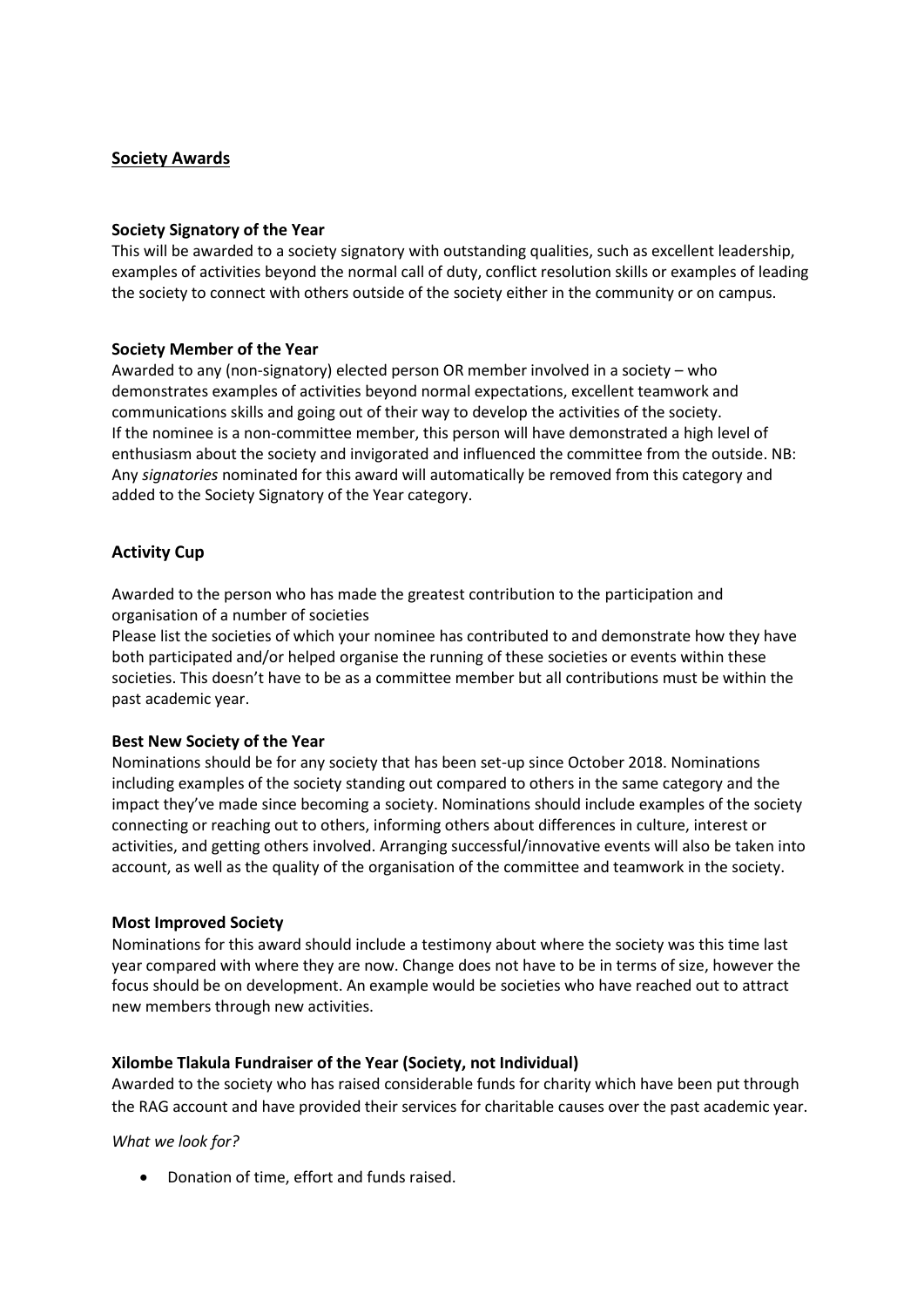## Society Awards

### Society Signatory of the Year

This will be awarded to a society signatory with outstanding qualities, such as excellent leadership, examples of activities beyond the normal call of duty, conflict resolution skills or examples of leading the society to connect with others outside of the society either in the community or on campus.

### Society Member of the Year

Awarded to any (non-signatory) elected person OR member involved in a society – who demonstrates examples of activities beyond normal expectations, excellent teamwork and communications skills and going out of their way to develop the activities of the society. If the nominee is a non-committee member, this person will have demonstrated a high level of enthusiasm about the society and invigorated and influenced the committee from the outside. NB: Any *signatories* nominated for this award will automatically be removed from this category and added to the Society Signatory of the Year category.

### Activity Cup

Awarded to the person who has made the greatest contribution to the participation and organisation of a number of societies

Please list the societies of which your nominee has contributed to and demonstrate how they have both participated and/or helped organise the running of these societies or events within these societies. This doesn't have to be as a committee member but all contributions must be within the past academic year.

### Best New Society of the Year

Nominations should be for any society that has been set-up since October 2018. Nominations including examples of the society standing out compared to others in the same category and the impact they've made since becoming a society. Nominations should include examples of the society connecting or reaching out to others, informing others about differences in culture, interest or activities, and getting others involved. Arranging successful/innovative events will also be taken into account, as well as the quality of the organisation of the committee and teamwork in the society.

### Most Improved Society

Nominations for this award should include a testimony about where the society was this time last year compared with where they are now. Change does not have to be in terms of size, however the focus should be on development. An example would be societies who have reached out to attract new members through new activities.

### Xilombe Tlakula Fundraiser of the Year (Society, not Individual)

Awarded to the society who has raised considerable funds for charity which have been put through the RAG account and have provided their services for charitable causes over the past academic year.

*What we look for?*

- Donation of time, effort and funds raised.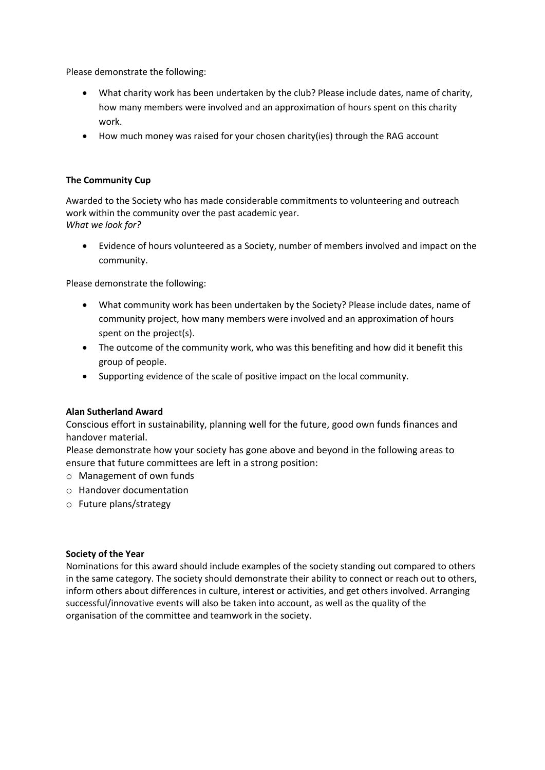Please demonstrate the following:

- What charity work has been undertaken by the club? Please include dates, name of charity, how many members were involved and an approximation of hours spent on this charity work.
- How much money was raised for your chosen charity(ies) through the RAG account

**The Community Cup**

Awarded to the Society who has made considerable commitments to volunteering and outreach work within the community over the past academic year.
*What we look for?*

- Evidence of hours volunteered as a Society, number of members involved and impact on the community.

Please demonstrate the following:

- What community work has been undertaken by the Society? Please include dates, name of community project, how many members were involved and an approximation of hours spent on the project(s).
- The outcome of the community work, who was this benefiting and how did it benefit this group of people.
- Supporting evidence of the scale of positive impact on the local community.

**Alan Sutherland Award**

Conscious effort in sustainability, planning well for the future, good own funds finances and handover material.
Please demonstrate how your society has gone above and beyond in the following areas to ensure that future committees are left in a strong position:

- Management of own funds
- Handover documentation
- Future plans/strategy

**Society of the Year**

Nominations for this award should include examples of the society standing out compared to others in the same category. The society should demonstrate their ability to connect or reach out to others, inform others about differences in culture, interest or activities, and get others involved. Arranging successful/innovative events will also be taken into account, as well as the quality of the organisation of the committee and teamwork in the society.